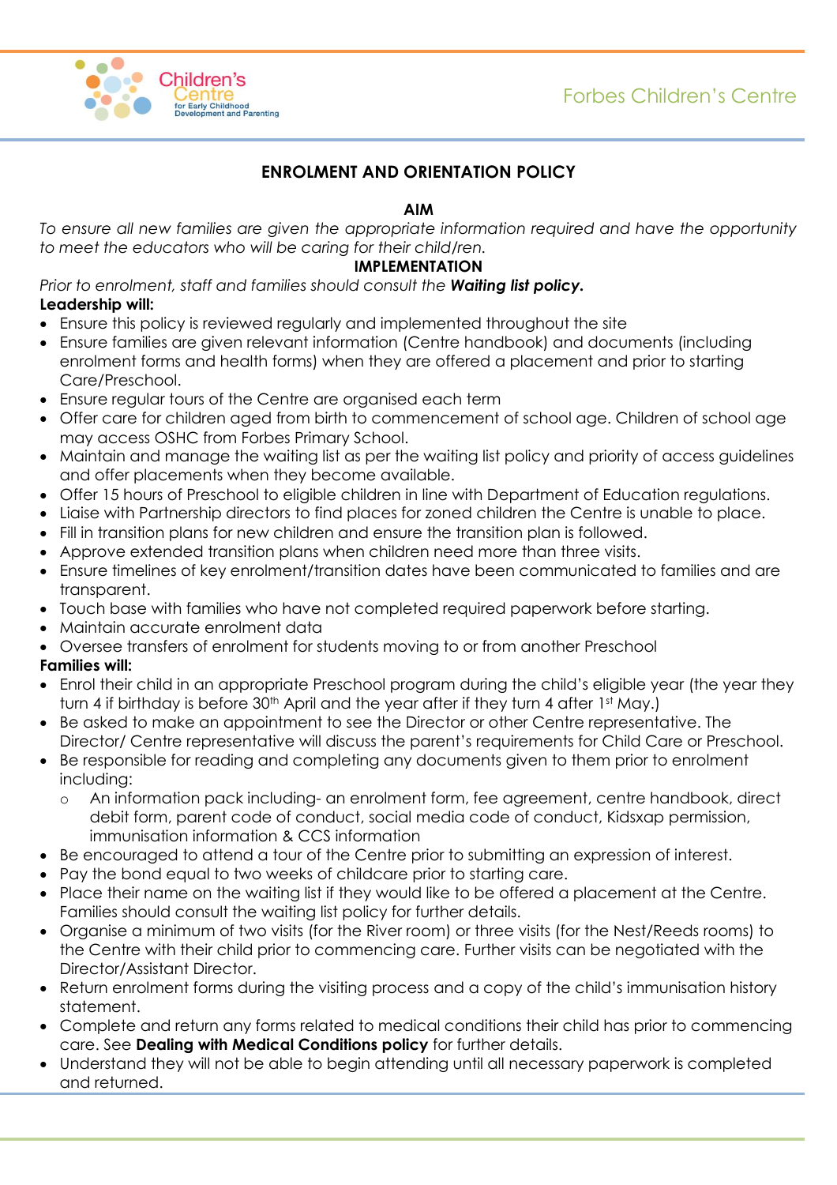# ENROLMENT AND ORIENTATION POLICY

## AIM

*To ensure all new families are given the appropriate information required and have the opportunity to meet the educators who will be caring for their child/ren.*

## IMPLEMENTATION

*Prior to enrolment, staff and families should consult the* ***Waiting list policy.***

**Leadership will:**

- Ensure this policy is reviewed regularly and implemented throughout the site
- Ensure families are given relevant information (Centre handbook) and documents (including enrolment forms and health forms) when they are offered a placement and prior to starting Care/Preschool.
- Ensure regular tours of the Centre are organised each term
- Offer care for children aged from birth to commencement of school age. Children of school age may access OSHC from Forbes Primary School.
- Maintain and manage the waiting list as per the waiting list policy and priority of access guidelines and offer placements when they become available.
- Offer 15 hours of Preschool to eligible children in line with Department of Education regulations.
- Liaise with Partnership directors to find places for zoned children the Centre is unable to place.
- Fill in transition plans for new children and ensure the transition plan is followed.
- Approve extended transition plans when children need more than three visits.
- Ensure timelines of key enrolment/transition dates have been communicated to families and are transparent.
- Touch base with families who have not completed required paperwork before starting.
- Maintain accurate enrolment data
- Oversee transfers of enrolment for students moving to or from another Preschool

**Families will:**

- Enrol their child in an appropriate Preschool program during the child's eligible year (the year they turn 4 if birthday is before 30th April and the year after if they turn 4 after 1st May.)
- Be asked to make an appointment to see the Director or other Centre representative. The Director/ Centre representative will discuss the parent's requirements for Child Care or Preschool.
- Be responsible for reading and completing any documents given to them prior to enrolment including:
  - An information pack including- an enrolment form, fee agreement, centre handbook, direct debit form, parent code of conduct, social media code of conduct, Kidsxap permission, immunisation information & CCS information
- Be encouraged to attend a tour of the Centre prior to submitting an expression of interest.
- Pay the bond equal to two weeks of childcare prior to starting care.
- Place their name on the waiting list if they would like to be offered a placement at the Centre. Families should consult the waiting list policy for further details.
- Organise a minimum of two visits (for the River room) or three visits (for the Nest/Reeds rooms) to the Centre with their child prior to commencing care. Further visits can be negotiated with the Director/Assistant Director.
- Return enrolment forms during the visiting process and a copy of the child's immunisation history statement.
- Complete and return any forms related to medical conditions their child has prior to commencing care. See **Dealing with Medical Conditions policy** for further details.
- Understand they will not be able to begin attending until all necessary paperwork is completed and returned.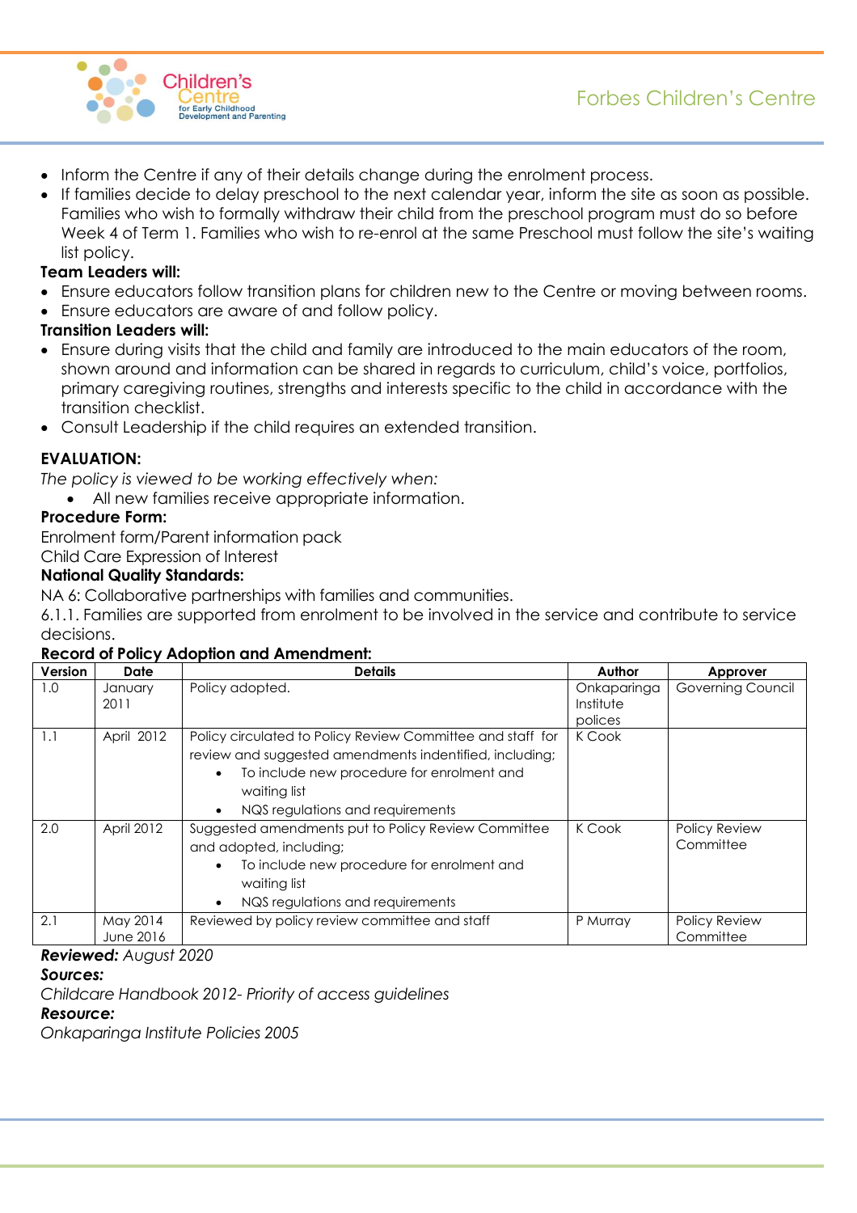- Inform the Centre if any of their details change during the enrolment process.
- If families decide to delay preschool to the next calendar year, inform the site as soon as possible. Families who wish to formally withdraw their child from the preschool program must do so before Week 4 of Term 1. Families who wish to re-enrol at the same Preschool must follow the site's waiting list policy.

**Team Leaders will:**

- Ensure educators follow transition plans for children new to the Centre or moving between rooms.
- Ensure educators are aware of and follow policy.

**Transition Leaders will:**

- Ensure during visits that the child and family are introduced to the main educators of the room, shown around and information can be shared in regards to curriculum, child's voice, portfolios, primary caregiving routines, strengths and interests specific to the child in accordance with the transition checklist.
- Consult Leadership if the child requires an extended transition.

**EVALUATION:**

*The policy is viewed to be working effectively when:*

- All new families receive appropriate information.

**Procedure Form:**

Enrolment form/Parent information pack
Child Care Expression of Interest

**National Quality Standards:**

NA 6: Collaborative partnerships with families and communities.
6.1.1. Families are supported from enrolment to be involved in the service and contribute to service decisions.

**Record of Policy Adoption and Amendment:**

| Version | Date | Details | Author | Approver |
|---|---|---|---|---|
| 1.0 | January 2011 | Policy adopted. | Onkaparinga Institute polices | Governing Council |
| 1.1 | April 2012 | Policy circulated to Policy Review Committee and staff for review and suggested amendments indentified, including; <br>• To include new procedure for enrolment and waiting list <br>• NQS regulations and requirements | K Cook | |
| 2.0 | April 2012 | Suggested amendments put to Policy Review Committee and adopted, including; <br>• To include new procedure for enrolment and waiting list <br>• NQS regulations and requirements | K Cook | Policy Review Committee |
| 2.1 | May 2014 June 2016 | Reviewed by policy review committee and staff | P Murray | Policy Review Committee |

***Reviewed:*** *August 2020*

***Sources:***

*Childcare Handbook 2012- Priority of access guidelines*

***Resource:***

*Onkaparinga Institute Policies 2005*